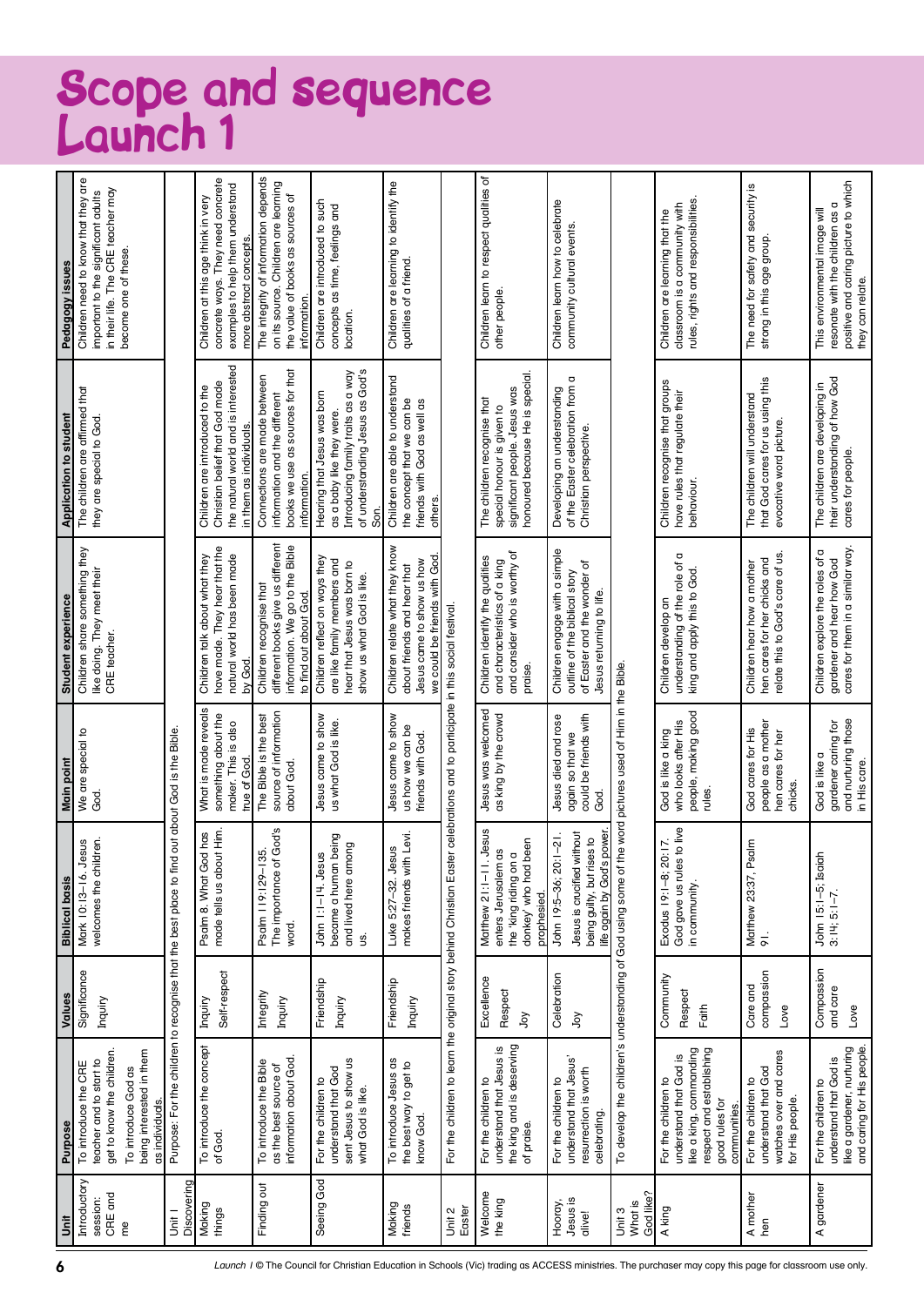# Scope and sequence
# Launch 1

| Unit | Purpose | Values | Biblical basis | Main point | Student experience | Application to student | Pedagogy issues |
|---|---|---|---|---|---|---|---|
| Introductory session: CRE and me | To introduce the CRE teacher and to start to get to know the children. To introduce God as being interested in them as individuals. | Significance<br>Inquiry | Mark 10:13–16. Jesus welcomes the children. | We are special to God. | Children share something they like doing. They meet their CRE teacher. | The children are affirmed that they are special to God. | Children need to know that they are important to the significant adults in their life. The CRE teacher may become one of these. |
| Unit 1 Discovering | Purpose: For the children to recognise that the best place to find out about God is the Bible. | | | | | | |
| Making things | To introduce the concept of God. | Inquiry<br>Self-respect | Psalm 8. What God has made tells us about Him. | What is made reveals something about the maker. This is also true of God. | Children talk about what they have made. They hear that the natural world has been made by God. | Children are introduced to the Christian belief that God made the natural world and is interested in them as individuals. | Children at this age think in very concrete ways. They need concrete examples to help them understand more abstract concepts. |
| Finding out | To introduce the Bible as the best source of information about God. | Integrity<br>Inquiry | Psalm 119:129–135. The importance of God's word. | The Bible is the best source of information about God. | Children recognise that different books give us different information. We go to the Bible to find out about God. | Connections are made between information and the different books we use as sources for that information. | The integrity of information depends on its source. Children are learning the value of books as sources of information. |
| Seeing God | For the children to understand that God sent Jesus to show us what God is like. | Friendship<br>Inquiry | John 1:1–14. Jesus become a human being and lived here among us. | Jesus came to show us what God is like. | Children reflect on ways they are like family members and hear that Jesus was born to show us what God is like. | Hearing that Jesus was born as a baby like they were. Introducing family traits as a way of understanding Jesus as God's Son. | Children are introduced to such concepts as time, feelings and location. |
| Making friends | To introduce Jesus as the best way to get to know God. | Friendship<br>Inquiry | Luke 5:27–32. Jesus makes friends with Levi. | Jesus came to show us how we can be friends with God. | Children relate what they know about friends and hear that Jesus came to show us how we could be friends with God. | Children are able to understand the concept that we can be friends with God as well as others. | Children are learning to identify the qualities of a friend. |
| Unit 2 Easter | For the children to learn the original story behind Christian Easter celebrations and to participate in this social festival. | | | | | | |
| Welcome the king | For the children to understand that Jesus is the king and is deserving of praise. | Excellence<br>Respect<br>Joy | Matthew 21:1–11. Jesus enters Jerusalem as the 'king riding on a donkey' who had been prophesied. | Jesus was welcomed as king by the crowd | Children identify the qualities and characteristics of a king and consider who is worthy of praise. | The children recognise that special honour is given to significant people. Jesus was honoured because He is special. | Children learn to respect qualities of other people. |
| Hooray, Jesus is alive! | For the children to understand that Jesus' resurrection is worth celebrating. | Celebration<br>Joy | John 19:5–36; 20:1–21. Jesus is crucified without being guilty, but rises to life again by God's power. | Jesus died and rose again so that we could be friends with God. | Children engage with a simple outline of the biblical story of Easter and the wonder of Jesus returning to life. | Developing an understanding of the Easter celebration from a Christian perspective. | Children learn how to celebrate community cultural events. |
| Unit 3 What is God like? | To develop the children's understanding of God using some of the word pictures used of Him in the Bible. | | | | | | |
| A king | For the children to understand that God is like a king, commanding respect and establishing good rules for communities. | Community<br>Respect<br>Faith | Exodus 19:1–8; 20:17. God gave us rules to live in community. | God is like a king who looks after His people, making good rules. | Children develop an understanding of the role of a king and apply this to God. | Children recognise that groups have rules that regulate their behaviour. | Children are learning that the classroom is a community with rules, rights and responsibilities. |
| A mother hen | For the children to understand that God watches over and cares for His people. | Care and compassion<br>Love | Matthew 23:37, Psalm 91. | God cares for His people as a mother hen cares for her chicks. | Children hear how a mother hen cares for her chicks and relate this to God's care of us. | The children will understand that God cares for us using this evocative word picture. | The need for safety and security is strong in this age group. |
| A gardener | For the children to understand that God is like a gardener, nurturing and caring for His people. | Compassion and care<br>Love | John 15:1–5; Isaiah 3:14; 5:1–7. | God is like a gardener caring for and nurturing those in His care. | Children explore the roles of a gardener and hear how God cares for them in a similar way. | The children are developing in their understanding of how God cares for people. | This environmental image will resonate with the children as a positive and caring picture to which they can relate. |

*Launch 1* © The Council for Christian Education in Schools (Vic) trading as ACCESS ministries. The purchaser may copy this page for classroom use only.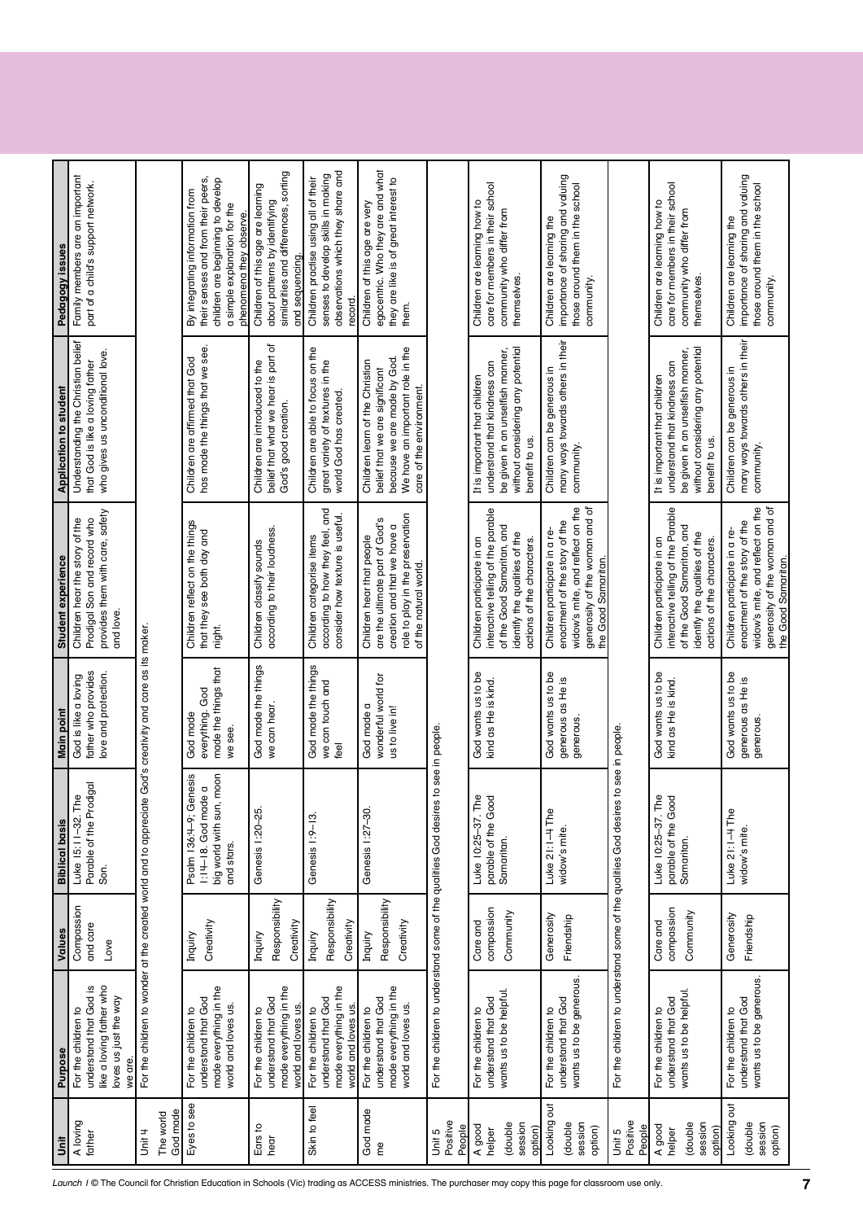| Unit | Purpose | Values | Biblical basis | Main point | Student experience | Application to student | Pedagogy issues |
|---|---|---|---|---|---|---|---|
| A loving father | For the children to understand that God is like a loving father who loves us just the way we are. | Compassion and care<br>Love | Luke 15:11–32. The Parable of the Prodigal Son. | God is like a loving father who provides love and protection. | Children hear the story of the Prodigal Son and record who provides them with care, safety and love. | Understanding the Christian belief that God is like a loving father who gives us unconditional love. | Family members are an important part of a child's support network. |
| Unit 4<br>The world God made | For the children to wonder at the created world and to appreciate God's creativity and care as its maker. | | | | | | |
| Eyes to see | For the children to understand that God made everything in the world and loves us. | Inquiry<br>Creativity | Psalm 136:4–9; Genesis 1:14–18. God made a big world with sun, moon and stars. | God made everything. God made the things that we see. | Children reflect on the things that they see both day and night. | Children are affirmed that God has made the things that we see. | By integrating information from their senses and from their peers, children are beginning to develop a simple explanation for the phenomena they observe. |
| Ears to hear | For the children to understand that God made everything in the world and loves us. | Inquiry<br>Responsibility<br>Creativity | Genesis 1:20–25. | God made the things we can hear. | Children classify sounds according to their loudness. | Children are introduced to the belief that what we hear is part of God's good creation. | Children of this age are learning about patterns by identifying similarities and differences, sorting and sequencing. |
| Skin to feel | For the children to understand that God made everything in the world and loves us. | Inquiry<br>Responsibility<br>Creativity | Genesis 1:9–13. | God made the things we can touch and feel | Children categorise items according to how they feel, and consider how texture is useful. | Children are able to focus on the great variety of textures in the world God has created. | Children practise using all of their senses to develop skills in making observations which they share and record. |
| God made me | For the children to understand that God made everything in the world and loves us. | Inquiry<br>Responsibility<br>Creativity | Genesis 1:27–30. | God made a wonderful world for us to live in! | Children hear that people are the ultimate part of God's creation and that we have a role to play in the preservation of the natural world. | Children learn of the Christian belief that we are significant because we are made by God. We have an important role in the care of the environment. | Children of this age are very egocentric. Who they are and what they are like is of great interest to them. |
| Unit 5<br>Positive People | For the children to understand some of the qualities God desires to see in people. | | | | | | |
| A good helper (double session option) | For the children to understand that God wants us to be helpful. | Care and compassion<br>Community | Luke 10:25–37. The parable of the Good Samaritan. | God wants us to be kind as He is kind. | Children participate in an interactive telling of the parable of the Good Samaritan, and identify the qualities of the actions of the characters. | It is important that children understand that kindness can be given in an unselfish manner, without considering any potential benefit to us. | Children are learning how to care for members in their school community who differ from themselves. |
| Looking out (double session option) | For the children to understand that God wants us to be generous. | Generosity<br>Friendship | Luke 21:1–4 The widow's mite. | God wants us to be generous as He is generous. | Children participate in a re-enactment of the story of the widow's mite, and reflect on the generosity of the woman and of the Good Samaritan. | Children can be generous in many ways towards others in their community. | Children are learning the importance of sharing and valuing those around them in the school community. |
| Unit 5<br>Positive People | For the children to understand some of the qualities God desires to see in people. | | | | | | |
| A good helper (double session option) | For the children to understand that God wants us to be helpful. | Care and compassion<br>Community | Luke 10:25–37. The parable of the Good Samaritan. | God wants us to be kind as He is kind. | Children participate in an interactive telling of the Parable of the Good Samaritan, and identify the qualities of the actions of the characters. | It is important that children understand that kindness can be given in an unselfish manner, without considering any potential benefit to us. | Children are learning how to care for members in their school community who differ from themselves. |
| Looking out (double session option) | For the children to understand that God wants us to be generous. | Generosity<br>Friendship | Luke 21:1–4 The widow's mite. | God wants us to be generous as He is generous. | Children participate in a re-enactment of the story of the widow's mite, and reflect on the generosity of the woman and of the Good Samaritan. | Children can be generous in many ways towards others in their community. | Children are learning the importance of sharing and valuing those around them in the school community. |

*Launch 1* © The Council for Christian Education in Schools (Vic) trading as ACCESS ministries. The purchaser may copy this page for classroom use only.